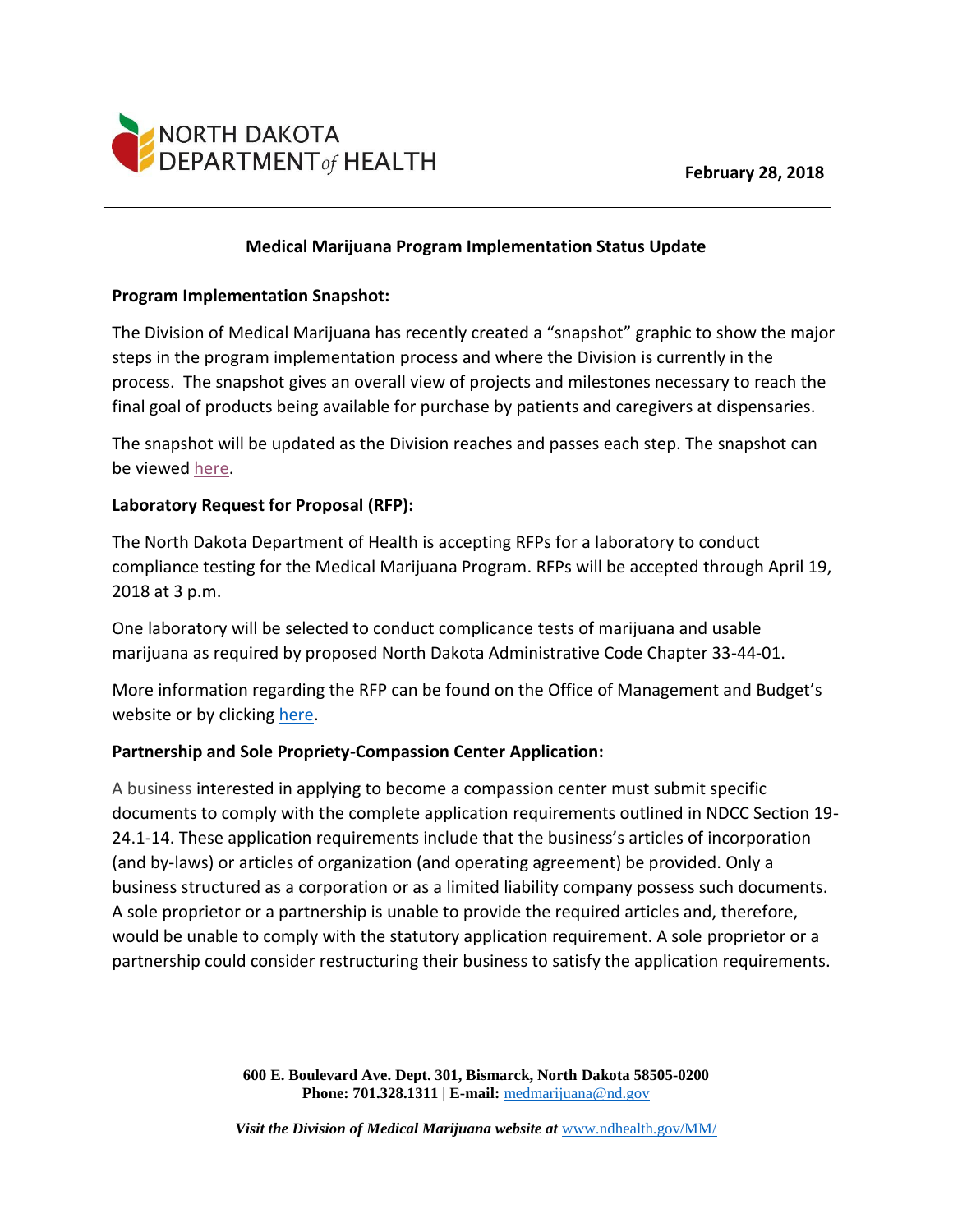NORTH DAKOTA DEPARTMENT of HEALTH

**February 28, 2018**

## Medical Marijuana Program Implementation Status Update

### Program Implementation Snapshot:

The Division of Medical Marijuana has recently created a "snapshot" graphic to show the major steps in the program implementation process and where the Division is currently in the process. The snapshot gives an overall view of projects and milestones necessary to reach the final goal of products being available for purchase by patients and caregivers at dispensaries.

The snapshot will be updated as the Division reaches and passes each step. The snapshot can be viewed here.

### Laboratory Request for Proposal (RFP):

The North Dakota Department of Health is accepting RFPs for a laboratory to conduct compliance testing for the Medical Marijuana Program. RFPs will be accepted through April 19, 2018 at 3 p.m.

One laboratory will be selected to conduct complicance tests of marijuana and usable marijuana as required by proposed North Dakota Administrative Code Chapter 33-44-01.

More information regarding the RFP can be found on the Office of Management and Budget's website or by clicking here.

### Partnership and Sole Propriety-Compassion Center Application:

A business interested in applying to become a compassion center must submit specific documents to comply with the complete application requirements outlined in NDCC Section 19-24.1-14. These application requirements include that the business's articles of incorporation (and by-laws) or articles of organization (and operating agreement) be provided. Only a business structured as a corporation or as a limited liability company possess such documents. A sole proprietor or a partnership is unable to provide the required articles and, therefore, would be unable to comply with the statutory application requirement. A sole proprietor or a partnership could consider restructuring their business to satisfy the application requirements.

**600 E. Boulevard Ave. Dept. 301, Bismarck, North Dakota 58505-0200**
**Phone: 701.328.1311 | E-mail:** medmarijuana@nd.gov

***Visit the Division of Medical Marijuana website at*** www.ndhealth.gov/MM/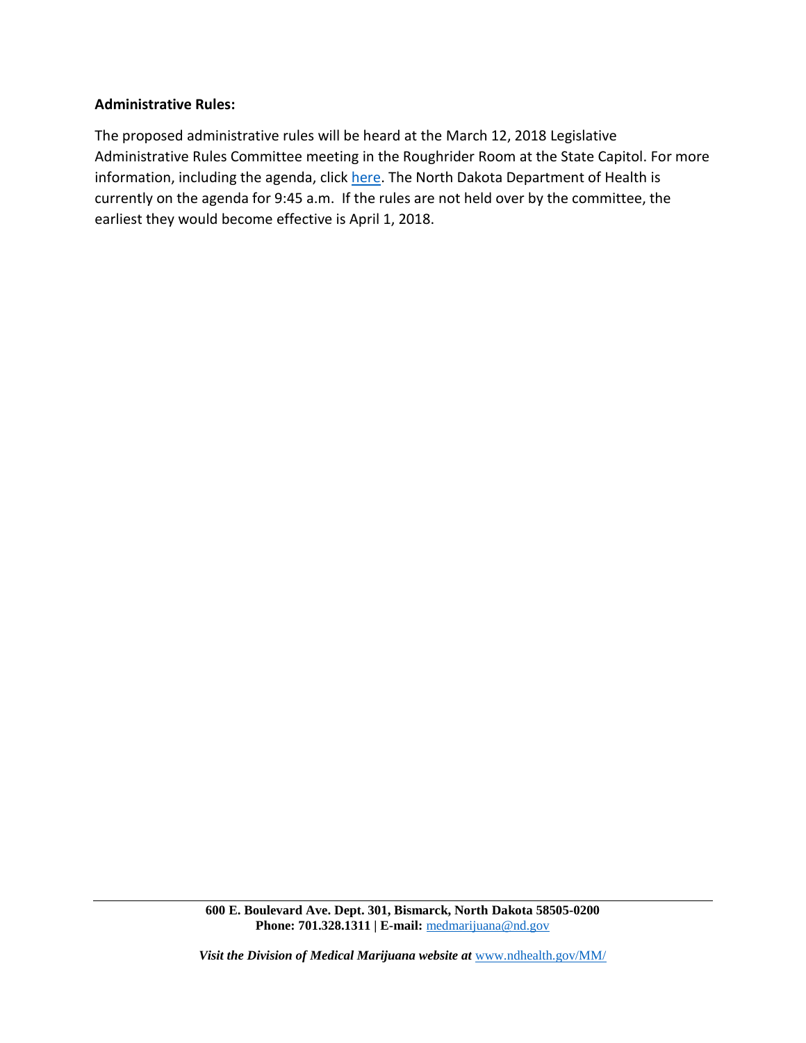**Administrative Rules:**

The proposed administrative rules will be heard at the March 12, 2018 Legislative Administrative Rules Committee meeting in the Roughrider Room at the State Capitol. For more information, including the agenda, click here. The North Dakota Department of Health is currently on the agenda for 9:45 a.m. If the rules are not held over by the committee, the earliest they would become effective is April 1, 2018.

**600 E. Boulevard Ave. Dept. 301, Bismarck, North Dakota 58505-0200**
**Phone: 701.328.1311 | E-mail:** medmarijuana@nd.gov

***Visit the Division of Medical Marijuana website at*** www.ndhealth.gov/MM/